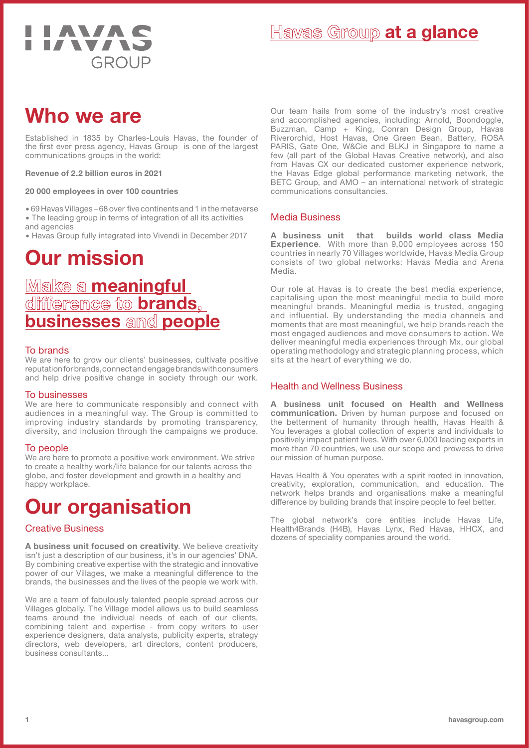# Havas Group at a glance

## Who we are

Established in 1835 by Charles-Louis Havas, the founder of the first ever press agency, Havas Group is one of the largest communications groups in the world:

**Revenue of 2.2 billion euros in 2021**

**20 000 employees in over 100 countries**

- 69 Havas Villages – 68 over five continents and 1 in the metaverse
- The leading group in terms of integration of all its activities and agencies
- Havas Group fully integrated into Vivendi in December 2017

## Our mission

### Make a **meaningful difference** to **brands, businesses** and **people**

#### To brands

We are here to grow our clients' businesses, cultivate positive reputation for brands, connect and engage brands with consumers and help drive positive change in society through our work.

#### To businesses

We are here to communicate responsibly and connect with audiences in a meaningful way. The Group is committed to improving industry standards by promoting transparency, diversity, and inclusion through the campaigns we produce.

#### To people

We are here to promote a positive work environment. We strive to create a healthy work/life balance for our talents across the globe, and foster development and growth in a healthy and happy workplace.

## Our organisation

### Creative Business

**A business unit focused on creativity**. We believe creativity isn't just a description of our business, it's in our agencies' DNA. By combining creative expertise with the strategic and innovative power of our Villages, we make a meaningful difference to the brands, the businesses and the lives of the people we work with.

We are a team of fabulously talented people spread across our Villages globally. The Village model allows us to build seamless teams around the individual needs of each of our clients, combining talent and expertise - from copy writers to user experience designers, data analysts, publicity experts, strategy directors, web developers, art directors, content producers, business consultants...

Our team hails from some of the industry's most creative and accomplished agencies, including: Arnold, Boondoggle, Buzzman, Camp + King, Conran Design Group, Havas Riverorchid, Host Havas, One Green Bean, Battery, ROSA PARIS, Gate One, W&Cie and BLKJ in Singapore to name a few (all part of the Global Havas Creative network), and also from Havas CX our dedicated customer experience network, the Havas Edge global performance marketing network, the BETC Group, and AMO – an international network of strategic communications consultancies.

### Media Business

**A business unit that builds world class Media Experience**. With more than 9,000 employees across 150 countries in nearly 70 Villages worldwide, Havas Media Group consists of two global networks: Havas Media and Arena Media.

Our role at Havas is to create the best media experience, capitalising upon the most meaningful media to build more meaningful brands. Meaningful media is trusted, engaging and influential. By understanding the media channels and moments that are most meaningful, we help brands reach the most engaged audiences and move consumers to action. We deliver meaningful media experiences through Mx, our global operating methodology and strategic planning process, which sits at the heart of everything we do.

### Health and Wellness Business

**A business unit focused on Health and Wellness communication.** Driven by human purpose and focused on the betterment of humanity through health, Havas Health & You leverages a global collection of experts and individuals to positively impact patient lives. With over 6,000 leading experts in more than 70 countries, we use our scope and prowess to drive our mission of human purpose.

Havas Health & You operates with a spirit rooted in innovation, creativity, exploration, communication, and education. The network helps brands and organisations make a meaningful difference by building brands that inspire people to feel better.

The global network's core entities include Havas Life, Health4Brands (H4B), Havas Lynx, Red Havas, HHCX, and dozens of speciality companies around the world.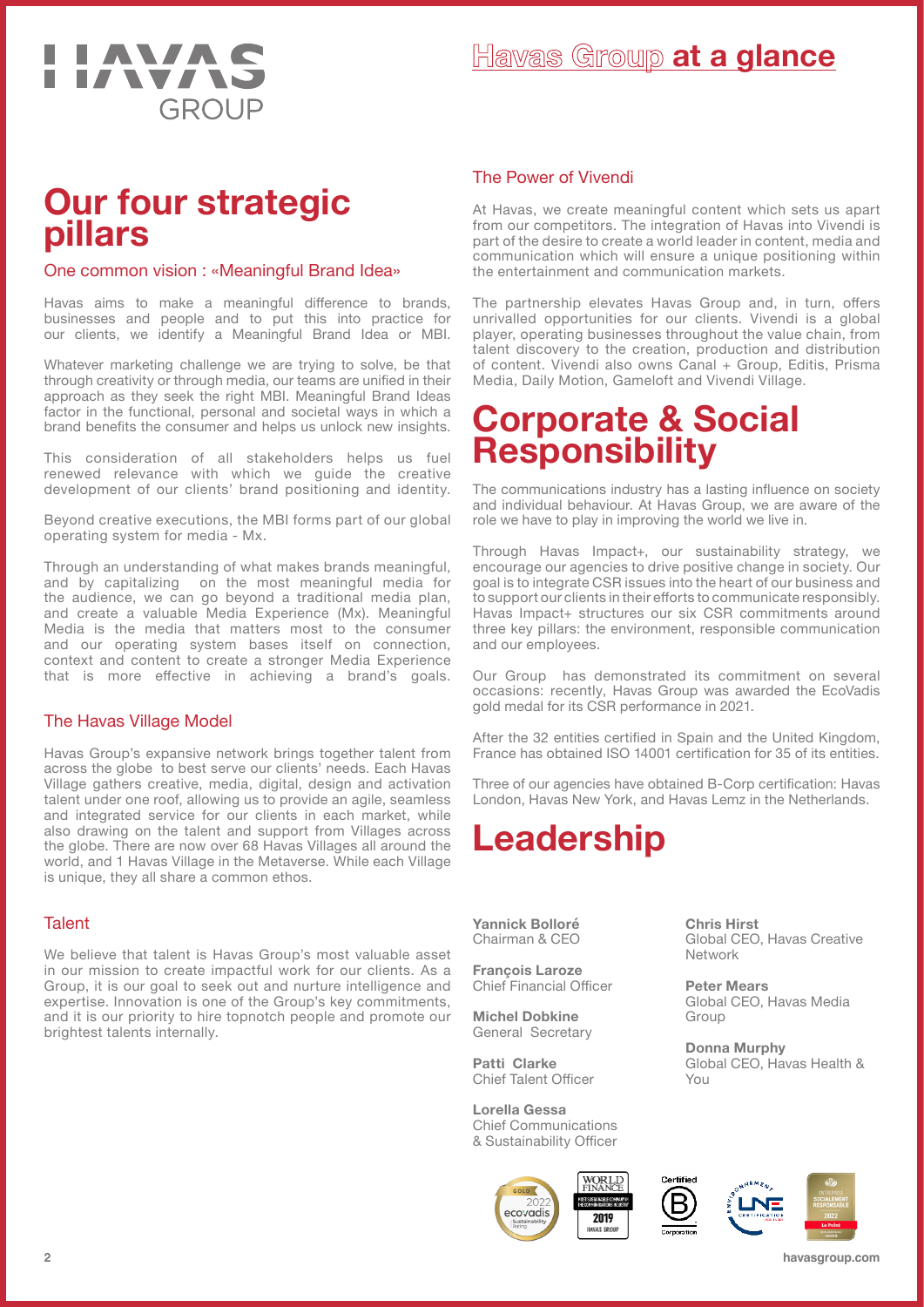# Havas Group at a glance

## Our four strategic pillars

### One common vision : «Meaningful Brand Idea»

Havas aims to make a meaningful difference to brands, businesses and people and to put this into practice for our clients, we identify a Meaningful Brand Idea or MBI.

Whatever marketing challenge we are trying to solve, be that through creativity or through media, our teams are unified in their approach as they seek the right MBI. Meaningful Brand Ideas factor in the functional, personal and societal ways in which a brand benefits the consumer and helps us unlock new insights.

This consideration of all stakeholders helps us fuel renewed relevance with which we guide the creative development of our clients' brand positioning and identity.

Beyond creative executions, the MBI forms part of our global operating system for media - Mx.

Through an understanding of what makes brands meaningful, and by capitalizing on the most meaningful media for the audience, we can go beyond a traditional media plan, and create a valuable Media Experience (Mx). Meaningful Media is the media that matters most to the consumer and our operating system bases itself on connection, context and content to create a stronger Media Experience that is more effective in achieving a brand's goals.

### The Havas Village Model

Havas Group's expansive network brings together talent from across the globe to best serve our clients' needs. Each Havas Village gathers creative, media, digital, design and activation talent under one roof, allowing us to provide an agile, seamless and integrated service for our clients in each market, while also drawing on the talent and support from Villages across the globe. There are now over 68 Havas Villages all around the world, and 1 Havas Village in the Metaverse. While each Village is unique, they all share a common ethos.

### Talent

We believe that talent is Havas Group's most valuable asset in our mission to create impactful work for our clients. As a Group, it is our goal to seek out and nurture intelligence and expertise. Innovation is one of the Group's key commitments, and it is our priority to hire topnotch people and promote our brightest talents internally.

### The Power of Vivendi

At Havas, we create meaningful content which sets us apart from our competitors. The integration of Havas into Vivendi is part of the desire to create a world leader in content, media and communication which will ensure a unique positioning within the entertainment and communication markets.

The partnership elevates Havas Group and, in turn, offers unrivalled opportunities for our clients. Vivendi is a global player, operating businesses throughout the value chain, from talent discovery to the creation, production and distribution of content. Vivendi also owns Canal + Group, Editis, Prisma Media, Daily Motion, Gameloft and Vivendi Village.

## Corporate & Social Responsibility

The communications industry has a lasting influence on society and individual behaviour. At Havas Group, we are aware of the role we have to play in improving the world we live in.

Through Havas Impact+, our sustainability strategy, we encourage our agencies to drive positive change in society. Our goal is to integrate CSR issues into the heart of our business and to support our clients in their efforts to communicate responsibly. Havas Impact+ structures our six CSR commitments around three key pillars: the environment, responsible communication and our employees.

Our Group has demonstrated its commitment on several occasions: recently, Havas Group was awarded the EcoVadis gold medal for its CSR performance in 2021.

After the 32 entities certified in Spain and the United Kingdom, France has obtained ISO 14001 certification for 35 of its entities.

Three of our agencies have obtained B-Corp certification: Havas London, Havas New York, and Havas Lemz in the Netherlands.

## Leadership

**Yannick Bolloré**
Chairman & CEO

**François Laroze**
Chief Financial Officer

**Michel Dobkine**
General Secretary

**Patti Clarke**
Chief Talent Officer

**Lorella Gessa**
Chief Communications & Sustainability Officer

**Chris Hirst**
Global CEO, Havas Creative Network

**Peter Mears**
Global CEO, Havas Media Group

**Donna Murphy**
Global CEO, Havas Health & You

havasgroup.com